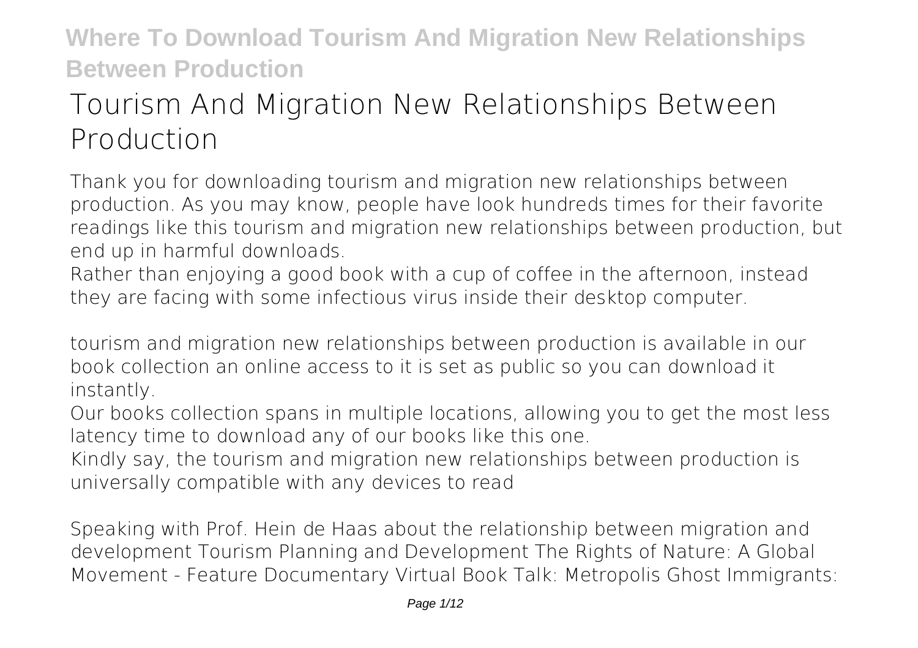# Tourism And Migration New Relationships Between Production

Thank you for downloading **tourism and migration new relationships between production**. As you may know, people have look hundreds times for their favorite readings like this tourism and migration new relationships between production, but end up in harmful downloads.

Rather than enjoying a good book with a cup of coffee in the afternoon, instead they are facing with some infectious virus inside their desktop computer.

tourism and migration new relationships between production is available in our book collection an online access to it is set as public so you can download it instantly.

Our books collection spans in multiple locations, allowing you to get the most less latency time to download any of our books like this one.

Kindly say, the tourism and migration new relationships between production is universally compatible with any devices to read

**Speaking with Prof. Hein de Haas about the relationship between migration and development** **Tourism Planning and Development** **The Rights of Nature: A Global Movement - Feature Documentary** **Virtual Book Talk: Metropolis Ghost Immigrants:**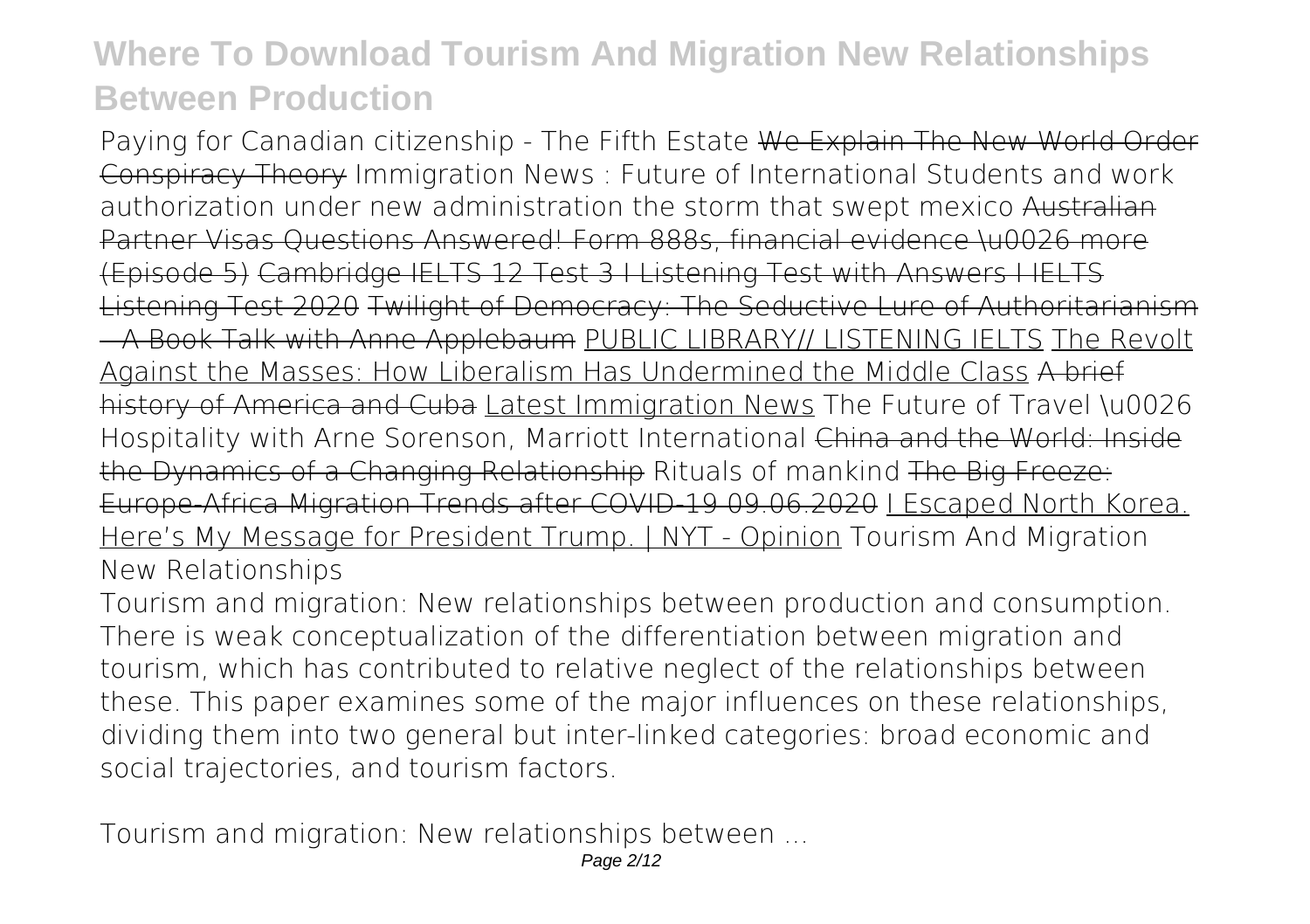Paying for Canadian citizenship - The Fifth Estate ~~We Explain The New World Order Conspiracy Theory~~ Immigration News : Future of International Students and work authorization under new administration the storm that swept mexico ~~Australian Partner Visas Questions Answered! Form 888s, financial evidence \u0026 more (Episode 5)~~ ~~Cambridge IELTS 12 Test 3 I Listening Test with Answers I IELTS Listening Test 2020~~ ~~Twilight of Democracy: The Seductive Lure of Authoritarianism – A Book Talk with Anne Applebaum~~ PUBLIC LIBRARY// LISTENING IELTS The Revolt Against the Masses: How Liberalism Has Undermined the Middle Class ~~A brief history of America and Cuba~~ Latest Immigration News The Future of Travel \u0026 Hospitality with Arne Sorenson, Marriott International ~~China and the World: Inside the Dynamics of a Changing Relationship~~ Rituals of mankind ~~The Big Freeze: Europe-Africa Migration Trends after COVID-19 09.06.2020~~ I Escaped North Korea. Here's My Message for President Trump. | NYT - Opinion Tourism And Migration New Relationships

Tourism and migration: New relationships between production and consumption. There is weak conceptualization of the differentiation between migration and tourism, which has contributed to relative neglect of the relationships between these. This paper examines some of the major influences on these relationships, dividing them into two general but inter-linked categories: broad economic and social trajectories, and tourism factors.

Tourism and migration: New relationships between ...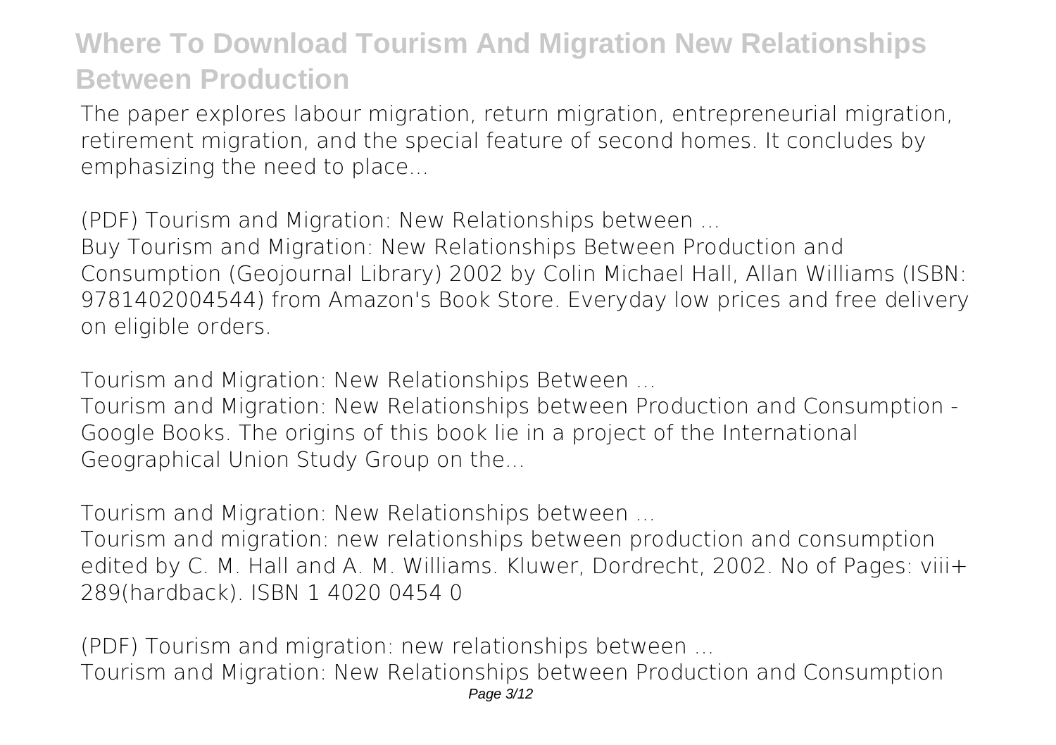The paper explores labour migration, return migration, entrepreneurial migration, retirement migration, and the special feature of second homes. It concludes by emphasizing the need to place...

*(PDF) Tourism and Migration: New Relationships between ...*

Buy Tourism and Migration: New Relationships Between Production and Consumption (Geojournal Library) 2002 by Colin Michael Hall, Allan Williams (ISBN: 9781402004544) from Amazon's Book Store. Everyday low prices and free delivery on eligible orders.

*Tourism and Migration: New Relationships Between ...*

Tourism and Migration: New Relationships between Production and Consumption - Google Books. The origins of this book lie in a project of the International Geographical Union Study Group on the...

*Tourism and Migration: New Relationships between ...*

Tourism and migration: new relationships between production and consumption edited by C. M. Hall and A. M. Williams. Kluwer, Dordrecht, 2002. No of Pages: viii+ 289(hardback). ISBN 1 4020 0454 0

*(PDF) Tourism and migration: new relationships between ...*

Tourism and Migration: New Relationships between Production and Consumption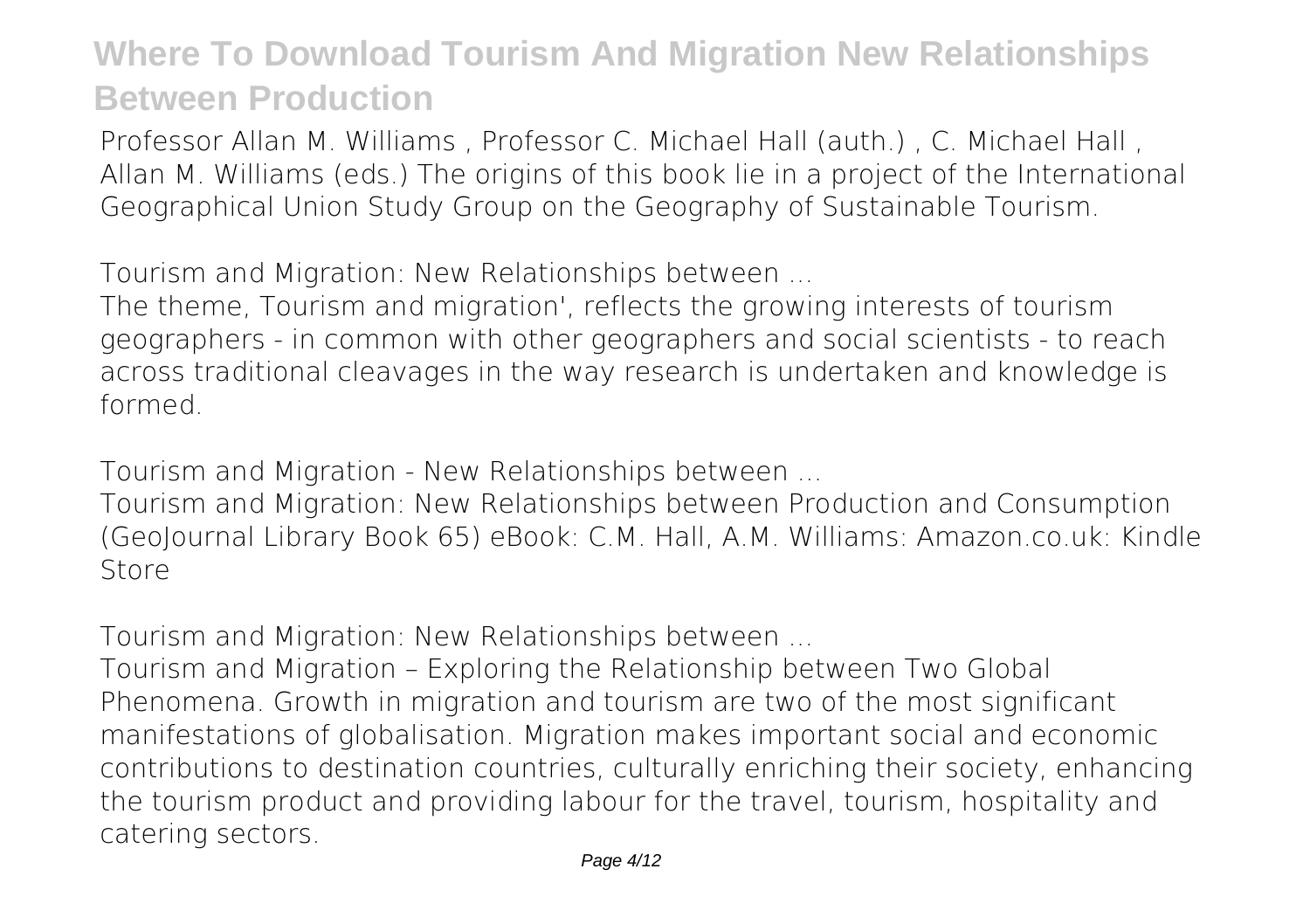Professor Allan M. Williams , Professor C. Michael Hall (auth.) , C. Michael Hall , Allan M. Williams (eds.) The origins of this book lie in a project of the International Geographical Union Study Group on the Geography of Sustainable Tourism.

**Tourism and Migration: New Relationships between ...**

The theme, Tourism and migration', reflects the growing interests of tourism geographers - in common with other geographers and social scientists - to reach across traditional cleavages in the way research is undertaken and knowledge is formed.

**Tourism and Migration - New Relationships between ...**

Tourism and Migration: New Relationships between Production and Consumption (GeoJournal Library Book 65) eBook: C.M. Hall, A.M. Williams: Amazon.co.uk: Kindle Store

**Tourism and Migration: New Relationships between ...**

Tourism and Migration – Exploring the Relationship between Two Global Phenomena. Growth in migration and tourism are two of the most significant manifestations of globalisation. Migration makes important social and economic contributions to destination countries, culturally enriching their society, enhancing the tourism product and providing labour for the travel, tourism, hospitality and catering sectors.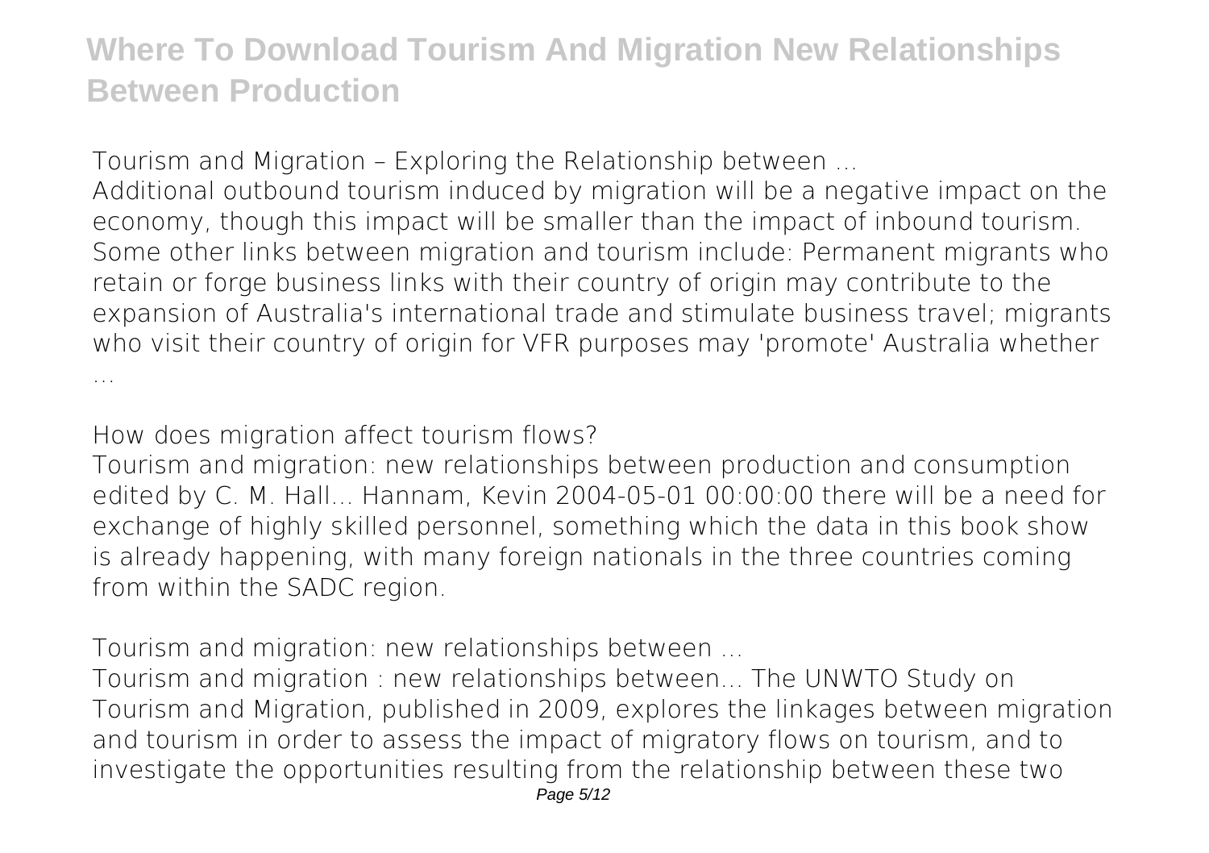# Where To Download Tourism And Migration New Relationships Between Production

**Tourism and Migration – Exploring the Relationship between ...**

Additional outbound tourism induced by migration will be a negative impact on the economy, though this impact will be smaller than the impact of inbound tourism. Some other links between migration and tourism include: Permanent migrants who retain or forge business links with their country of origin may contribute to the expansion of Australia's international trade and stimulate business travel; migrants who visit their country of origin for VFR purposes may 'promote' Australia whether ...

**How does migration affect tourism flows?**

Tourism and migration: new relationships between production and consumption edited by C. M. Hall... Hannam, Kevin 2004-05-01 00:00:00 there will be a need for exchange of highly skilled personnel, something which the data in this book show is already happening, with many foreign nationals in the three countries coming from within the SADC region.

**Tourism and migration: new relationships between ...**

Tourism and migration : new relationships between... The UNWTO Study on Tourism and Migration, published in 2009, explores the linkages between migration and tourism in order to assess the impact of migratory flows on tourism, and to investigate the opportunities resulting from the relationship between these two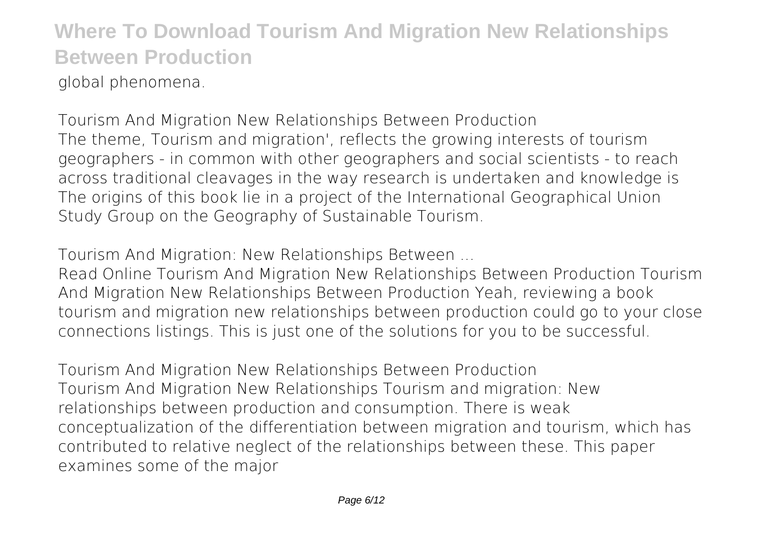global phenomena.

## Tourism And Migration New Relationships Between Production

The theme, Tourism and migration', reflects the growing interests of tourism geographers - in common with other geographers and social scientists - to reach across traditional cleavages in the way research is undertaken and knowledge is The origins of this book lie in a project of the International Geographical Union Study Group on the Geography of Sustainable Tourism.

## Tourism And Migration: New Relationships Between ...

Read Online Tourism And Migration New Relationships Between Production Tourism And Migration New Relationships Between Production Yeah, reviewing a book tourism and migration new relationships between production could go to your close connections listings. This is just one of the solutions for you to be successful.

## Tourism And Migration New Relationships Between Production

Tourism And Migration New Relationships Tourism and migration: New relationships between production and consumption. There is weak conceptualization of the differentiation between migration and tourism, which has contributed to relative neglect of the relationships between these. This paper examines some of the major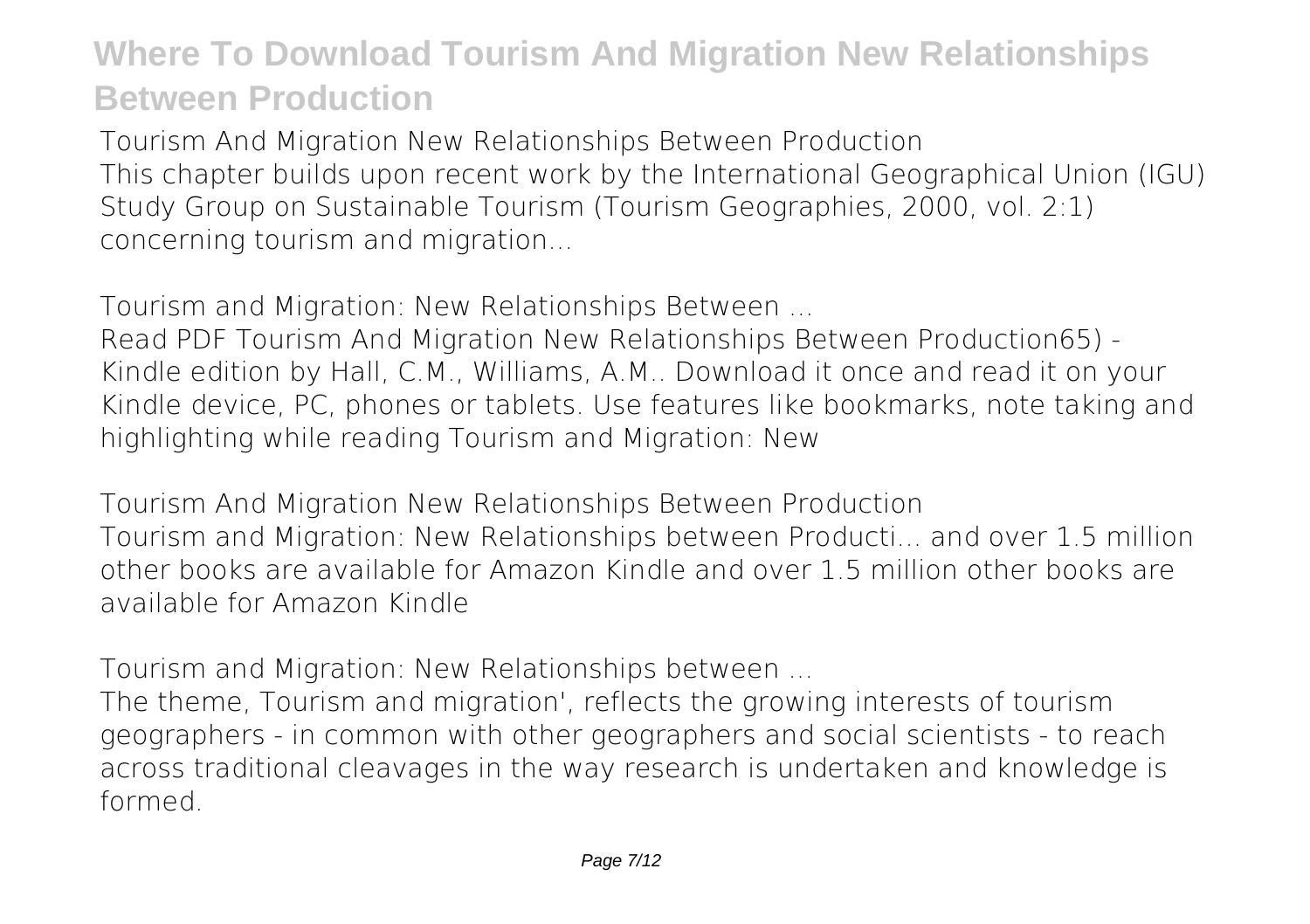**Tourism And Migration New Relationships Between Production**

This chapter builds upon recent work by the International Geographical Union (IGU) Study Group on Sustainable Tourism (Tourism Geographies, 2000, vol. 2:1) concerning tourism and migration...

**Tourism and Migration: New Relationships Between ...**

Read PDF Tourism And Migration New Relationships Between Production65) - Kindle edition by Hall, C.M., Williams, A.M.. Download it once and read it on your Kindle device, PC, phones or tablets. Use features like bookmarks, note taking and highlighting while reading Tourism and Migration: New

**Tourism And Migration New Relationships Between Production**

Tourism and Migration: New Relationships between Producti... and over 1.5 million other books are available for Amazon Kindle and over 1.5 million other books are available for Amazon Kindle

**Tourism and Migration: New Relationships between ...**

The theme, Tourism and migration', reflects the growing interests of tourism geographers - in common with other geographers and social scientists - to reach across traditional cleavages in the way research is undertaken and knowledge is formed.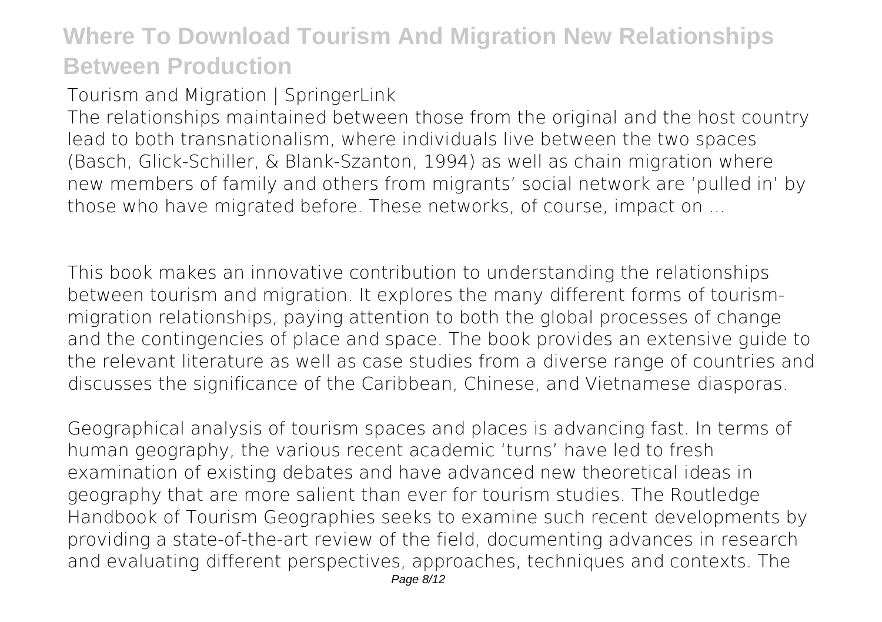**Tourism and Migration | SpringerLink**

The relationships maintained between those from the original and the host country lead to both transnationalism, where individuals live between the two spaces (Basch, Glick-Schiller, & Blank-Szanton, 1994) as well as chain migration where new members of family and others from migrants' social network are 'pulled in' by those who have migrated before. These networks, of course, impact on ...

This book makes an innovative contribution to understanding the relationships between tourism and migration. It explores the many different forms of tourism-migration relationships, paying attention to both the global processes of change and the contingencies of place and space. The book provides an extensive guide to the relevant literature as well as case studies from a diverse range of countries and discusses the significance of the Caribbean, Chinese, and Vietnamese diasporas.

Geographical analysis of tourism spaces and places is advancing fast. In terms of human geography, the various recent academic 'turns' have led to fresh examination of existing debates and have advanced new theoretical ideas in geography that are more salient than ever for tourism studies. The Routledge Handbook of Tourism Geographies seeks to examine such recent developments by providing a state-of-the-art review of the field, documenting advances in research and evaluating different perspectives, approaches, techniques and contexts. The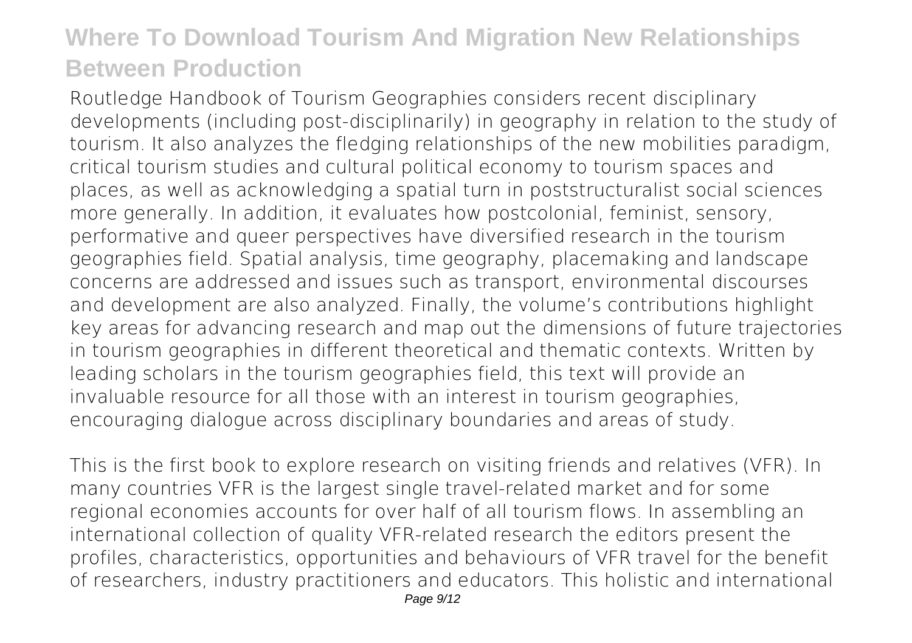Routledge Handbook of Tourism Geographies considers recent disciplinary developments (including post-disciplinarily) in geography in relation to the study of tourism. It also analyzes the fledging relationships of the new mobilities paradigm, critical tourism studies and cultural political economy to tourism spaces and places, as well as acknowledging a spatial turn in poststructuralist social sciences more generally. In addition, it evaluates how postcolonial, feminist, sensory, performative and queer perspectives have diversified research in the tourism geographies field. Spatial analysis, time geography, placemaking and landscape concerns are addressed and issues such as transport, environmental discourses and development are also analyzed. Finally, the volume's contributions highlight key areas for advancing research and map out the dimensions of future trajectories in tourism geographies in different theoretical and thematic contexts. Written by leading scholars in the tourism geographies field, this text will provide an invaluable resource for all those with an interest in tourism geographies, encouraging dialogue across disciplinary boundaries and areas of study.

This is the first book to explore research on visiting friends and relatives (VFR). In many countries VFR is the largest single travel-related market and for some regional economies accounts for over half of all tourism flows. In assembling an international collection of quality VFR-related research the editors present the profiles, characteristics, opportunities and behaviours of VFR travel for the benefit of researchers, industry practitioners and educators. This holistic and international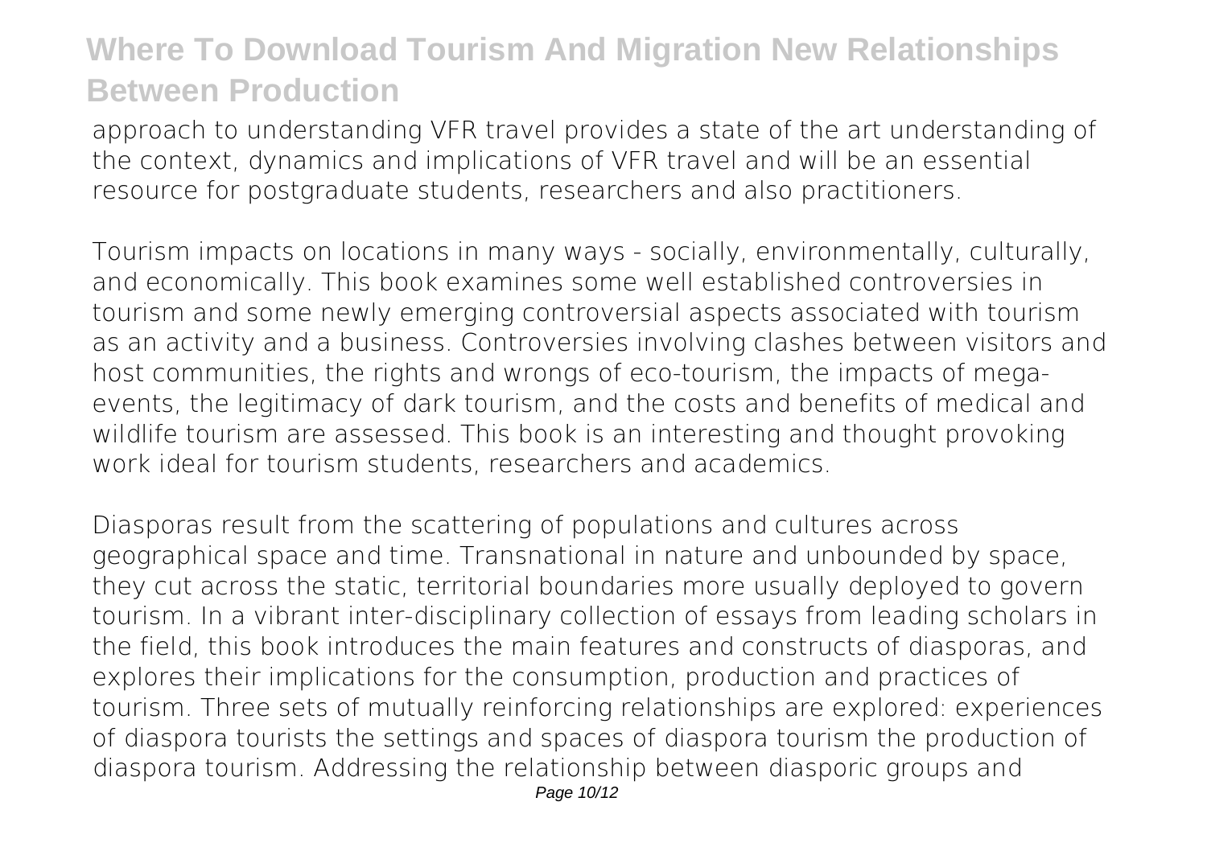approach to understanding VFR travel provides a state of the art understanding of the context, dynamics and implications of VFR travel and will be an essential resource for postgraduate students, researchers and also practitioners.

Tourism impacts on locations in many ways - socially, environmentally, culturally, and economically. This book examines some well established controversies in tourism and some newly emerging controversial aspects associated with tourism as an activity and a business. Controversies involving clashes between visitors and host communities, the rights and wrongs of eco-tourism, the impacts of mega-events, the legitimacy of dark tourism, and the costs and benefits of medical and wildlife tourism are assessed. This book is an interesting and thought provoking work ideal for tourism students, researchers and academics.

Diasporas result from the scattering of populations and cultures across geographical space and time. Transnational in nature and unbounded by space, they cut across the static, territorial boundaries more usually deployed to govern tourism. In a vibrant inter-disciplinary collection of essays from leading scholars in the field, this book introduces the main features and constructs of diasporas, and explores their implications for the consumption, production and practices of tourism. Three sets of mutually reinforcing relationships are explored: experiences of diaspora tourists the settings and spaces of diaspora tourism the production of diaspora tourism. Addressing the relationship between diasporic groups and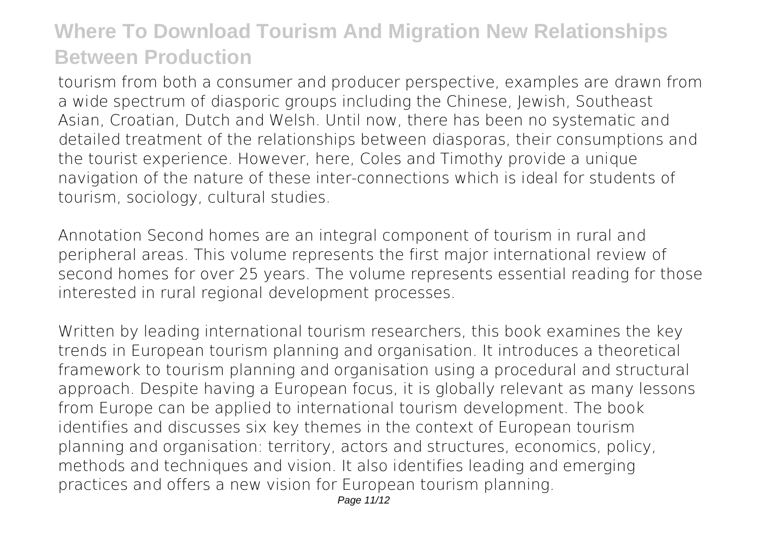tourism from both a consumer and producer perspective, examples are drawn from a wide spectrum of diasporic groups including the Chinese, Jewish, Southeast Asian, Croatian, Dutch and Welsh. Until now, there has been no systematic and detailed treatment of the relationships between diasporas, their consumptions and the tourist experience. However, here, Coles and Timothy provide a unique navigation of the nature of these inter-connections which is ideal for students of tourism, sociology, cultural studies.

Annotation Second homes are an integral component of tourism in rural and peripheral areas. This volume represents the first major international review of second homes for over 25 years. The volume represents essential reading for those interested in rural regional development processes.

Written by leading international tourism researchers, this book examines the key trends in European tourism planning and organisation. It introduces a theoretical framework to tourism planning and organisation using a procedural and structural approach. Despite having a European focus, it is globally relevant as many lessons from Europe can be applied to international tourism development. The book identifies and discusses six key themes in the context of European tourism planning and organisation: territory, actors and structures, economics, policy, methods and techniques and vision. It also identifies leading and emerging practices and offers a new vision for European tourism planning.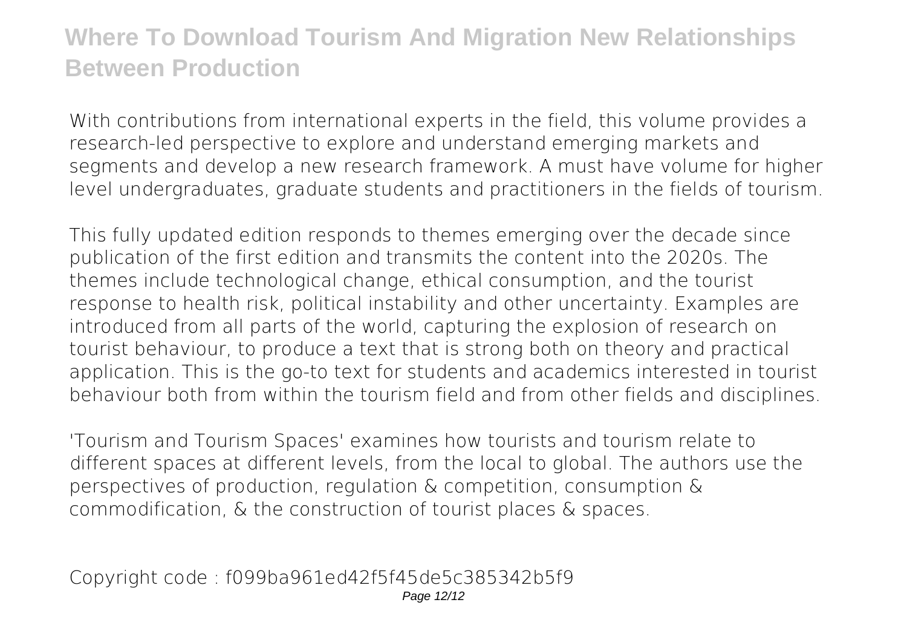With contributions from international experts in the field, this volume provides a research-led perspective to explore and understand emerging markets and segments and develop a new research framework. A must have volume for higher level undergraduates, graduate students and practitioners in the fields of tourism.

This fully updated edition responds to themes emerging over the decade since publication of the first edition and transmits the content into the 2020s. The themes include technological change, ethical consumption, and the tourist response to health risk, political instability and other uncertainty. Examples are introduced from all parts of the world, capturing the explosion of research on tourist behaviour, to produce a text that is strong both on theory and practical application. This is the go-to text for students and academics interested in tourist behaviour both from within the tourism field and from other fields and disciplines.

'Tourism and Tourism Spaces' examines how tourists and tourism relate to different spaces at different levels, from the local to global. The authors use the perspectives of production, regulation & competition, consumption & commodification, & the construction of tourist places & spaces.

Copyright code : f099ba961ed42f5f45de5c385342b5f9